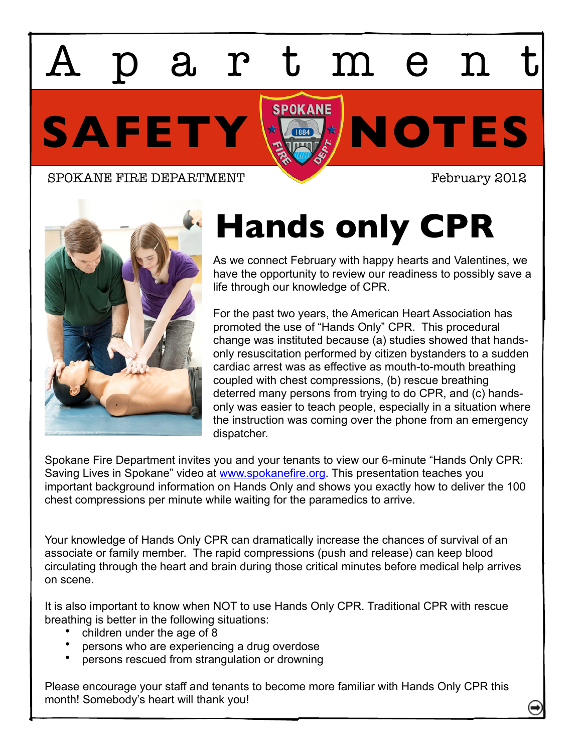# Apartment SAFETY NOTES

SPOKANE FIRE DEPARTMENT

February 2012

## Hands only CPR

As we connect February with happy hearts and Valentines, we have the opportunity to review our readiness to possibly save a life through our knowledge of CPR.

For the past two years, the American Heart Association has promoted the use of "Hands Only" CPR. This procedural change was instituted because (a) studies showed that hands-only resuscitation performed by citizen bystanders to a sudden cardiac arrest was as effective as mouth-to-mouth breathing coupled with chest compressions, (b) rescue breathing deterred many persons from trying to do CPR, and (c) hands-only was easier to teach people, especially in a situation where the instruction was coming over the phone from an emergency dispatcher.

Spokane Fire Department invites you and your tenants to view our 6-minute "Hands Only CPR: Saving Lives in Spokane" video at [www.spokanefire.org](http://www.spokanefire.org). This presentation teaches you important background information on Hands Only and shows you exactly how to deliver the 100 chest compressions per minute while waiting for the paramedics to arrive.

Your knowledge of Hands Only CPR can dramatically increase the chances of survival of an associate or family member. The rapid compressions (push and release) can keep blood circulating through the heart and brain during those critical minutes before medical help arrives on scene.

It is also important to know when NOT to use Hands Only CPR. Traditional CPR with rescue breathing is better in the following situations:

- children under the age of 8
- persons who are experiencing a drug overdose
- persons rescued from strangulation or drowning

Please encourage your staff and tenants to become more familiar with Hands Only CPR this month! Somebody's heart will thank you!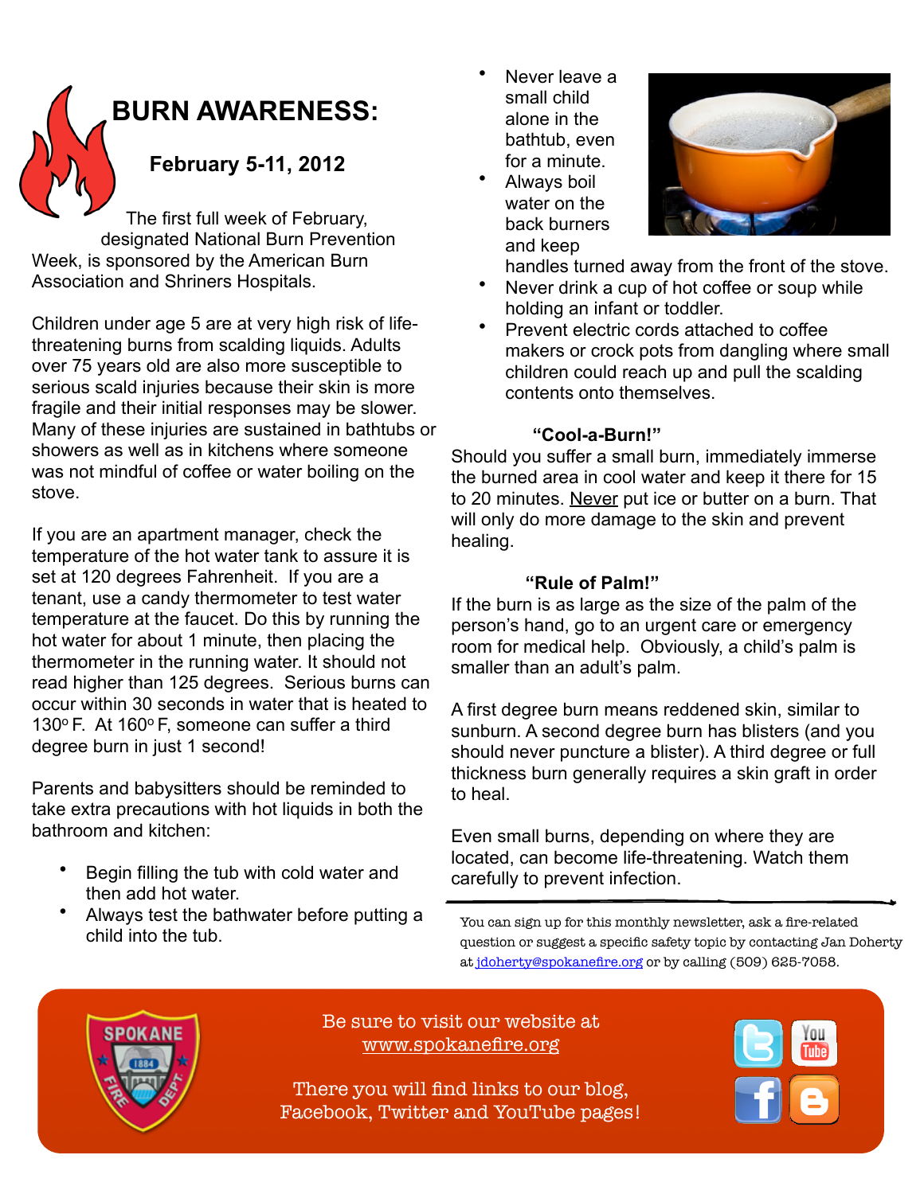# BURN AWARENESS:

## February 5-11, 2012

The first full week of February, designated National Burn Prevention Week, is sponsored by the American Burn Association and Shriners Hospitals.

Children under age 5 are at very high risk of life-threatening burns from scalding liquids. Adults over 75 years old are also more susceptible to serious scald injuries because their skin is more fragile and their initial responses may be slower. Many of these injuries are sustained in bathtubs or showers as well as in kitchens where someone was not mindful of coffee or water boiling on the stove.

If you are an apartment manager, check the temperature of the hot water tank to assure it is set at 120 degrees Fahrenheit. If you are a tenant, use a candy thermometer to test water temperature at the faucet. Do this by running the hot water for about 1 minute, then placing the thermometer in the running water. It should not read higher than 125 degrees. Serious burns can occur within 30 seconds in water that is heated to 130° F. At 160° F, someone can suffer a third degree burn in just 1 second!

Parents and babysitters should be reminded to take extra precautions with hot liquids in both the bathroom and kitchen:

- Begin filling the tub with cold water and then add hot water.
- Always test the bathwater before putting a child into the tub.
- Never leave a small child alone in the bathtub, even for a minute.
- Always boil water on the back burners and keep handles turned away from the front of the stove.
- Never drink a cup of hot coffee or soup while holding an infant or toddler.
- Prevent electric cords attached to coffee makers or crock pots from dangling where small children could reach up and pull the scalding contents onto themselves.

### "Cool-a-Burn!"

Should you suffer a small burn, immediately immerse the burned area in cool water and keep it there for 15 to 20 minutes. Never put ice or butter on a burn. That will only do more damage to the skin and prevent healing.

### "Rule of Palm!"

If the burn is as large as the size of the palm of the person's hand, go to an urgent care or emergency room for medical help. Obviously, a child's palm is smaller than an adult's palm.

A first degree burn means reddened skin, similar to sunburn. A second degree burn has blisters (and you should never puncture a blister). A third degree or full thickness burn generally requires a skin graft in order to heal.

Even small burns, depending on where they are located, can become life-threatening. Watch them carefully to prevent infection.

---

You can sign up for this monthly newsletter, ask a fire-related question or suggest a specific safety topic by contacting Jan Doherty at jdoherty@spokanefire.org or by calling (509) 625-7058.

Be sure to visit our website at www.spokanefire.org

There you will find links to our blog, Facebook, Twitter and YouTube pages!